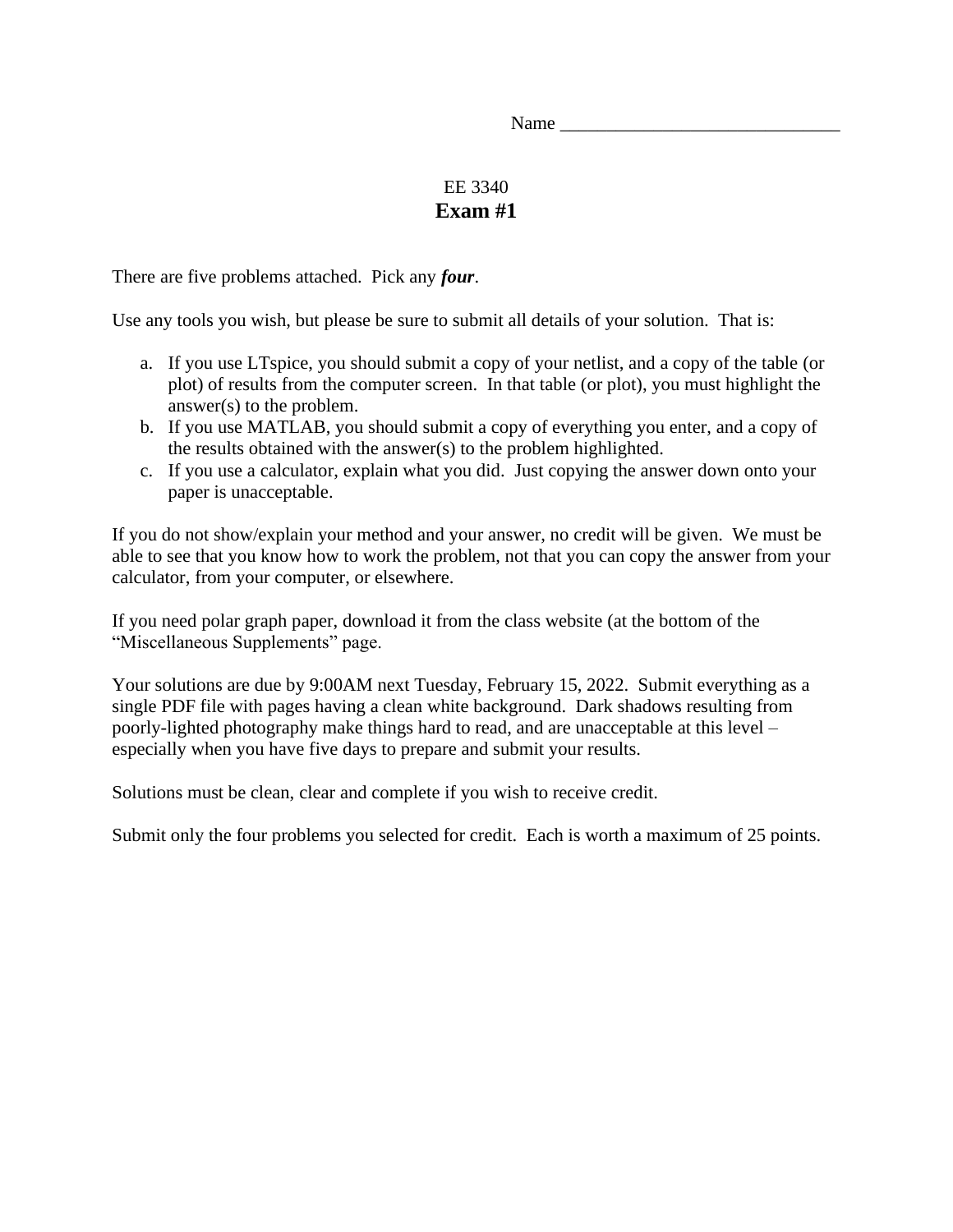Name ______________________________

# EE 3340
## Exam #1

There are five problems attached. Pick any ***four***.

Use any tools you wish, but please be sure to submit all details of your solution. That is:

a. If you use LTspice, you should submit a copy of your netlist, and a copy of the table (or plot) of results from the computer screen. In that table (or plot), you must highlight the answer(s) to the problem.
b. If you use MATLAB, you should submit a copy of everything you enter, and a copy of the results obtained with the answer(s) to the problem highlighted.
c. If you use a calculator, explain what you did. Just copying the answer down onto your paper is unacceptable.

If you do not show/explain your method and your answer, no credit will be given. We must be able to see that you know how to work the problem, not that you can copy the answer from your calculator, from your computer, or elsewhere.

If you need polar graph paper, download it from the class website (at the bottom of the "Miscellaneous Supplements" page.

Your solutions are due by 9:00AM next Tuesday, February 15, 2022. Submit everything as a single PDF file with pages having a clean white background. Dark shadows resulting from poorly-lighted photography make things hard to read, and are unacceptable at this level – especially when you have five days to prepare and submit your results.

Solutions must be clean, clear and complete if you wish to receive credit.

Submit only the four problems you selected for credit. Each is worth a maximum of 25 points.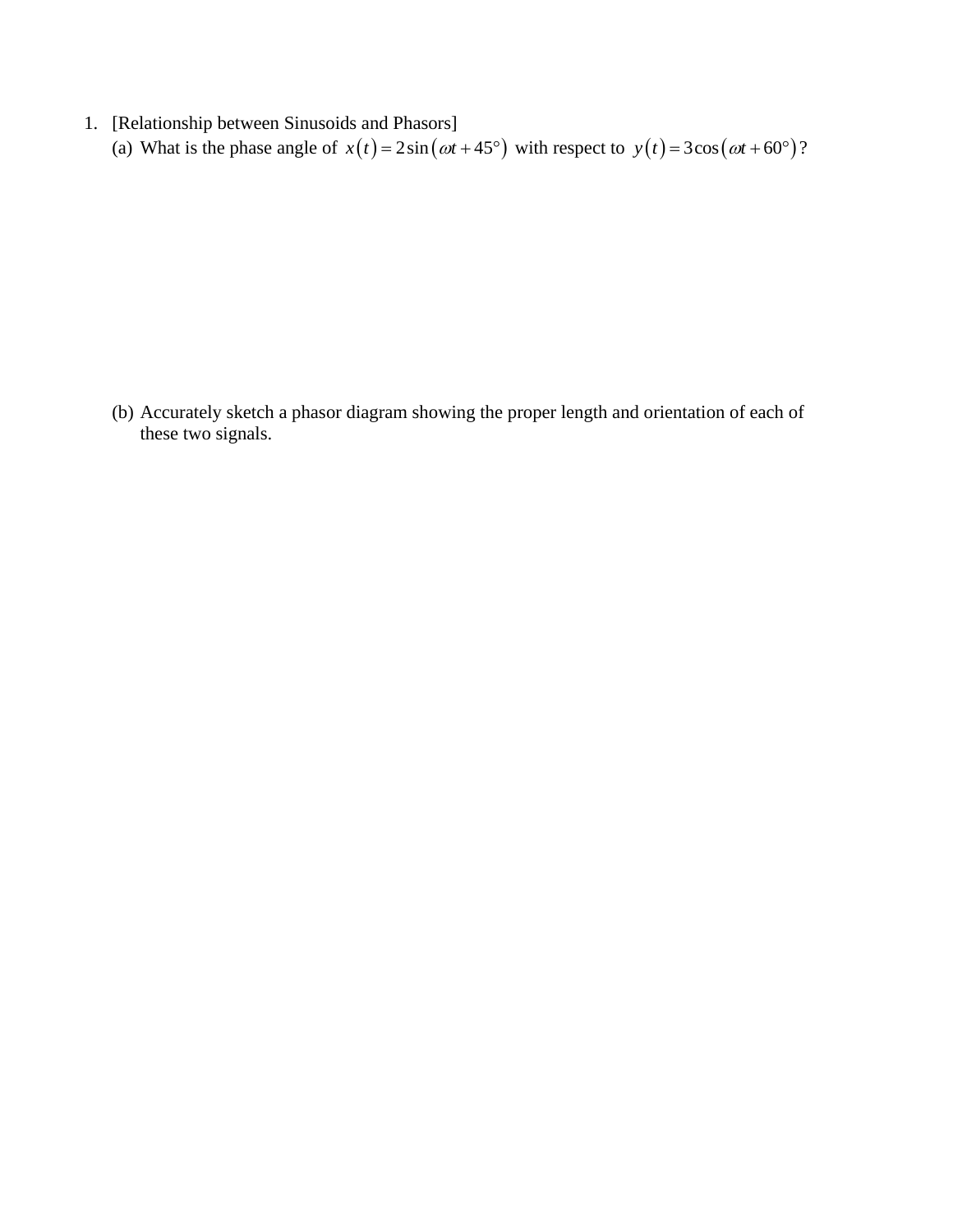1. [Relationship between Sinusoids and Phasors]

   (a) What is the phase angle of $x(t) = 2\sin(\omega t + 45°)$ with respect to $y(t) = 3\cos(\omega t + 60°)$?

   (b) Accurately sketch a phasor diagram showing the proper length and orientation of each of these two signals.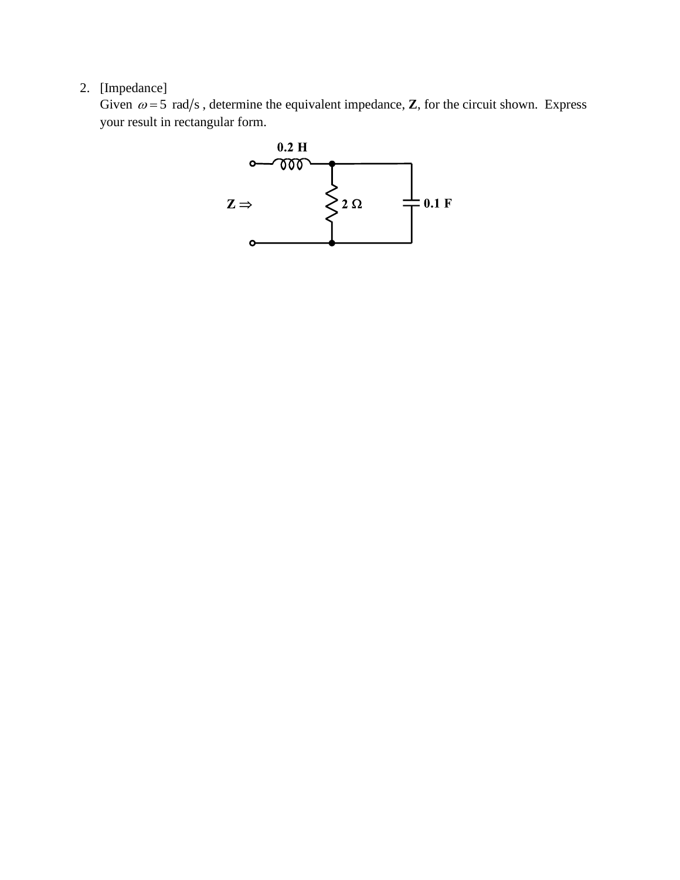2. [Impedance]
   Given $\omega = 5$ rad/s , determine the equivalent impedance, **Z**, for the circuit shown. Express your result in rectangular form.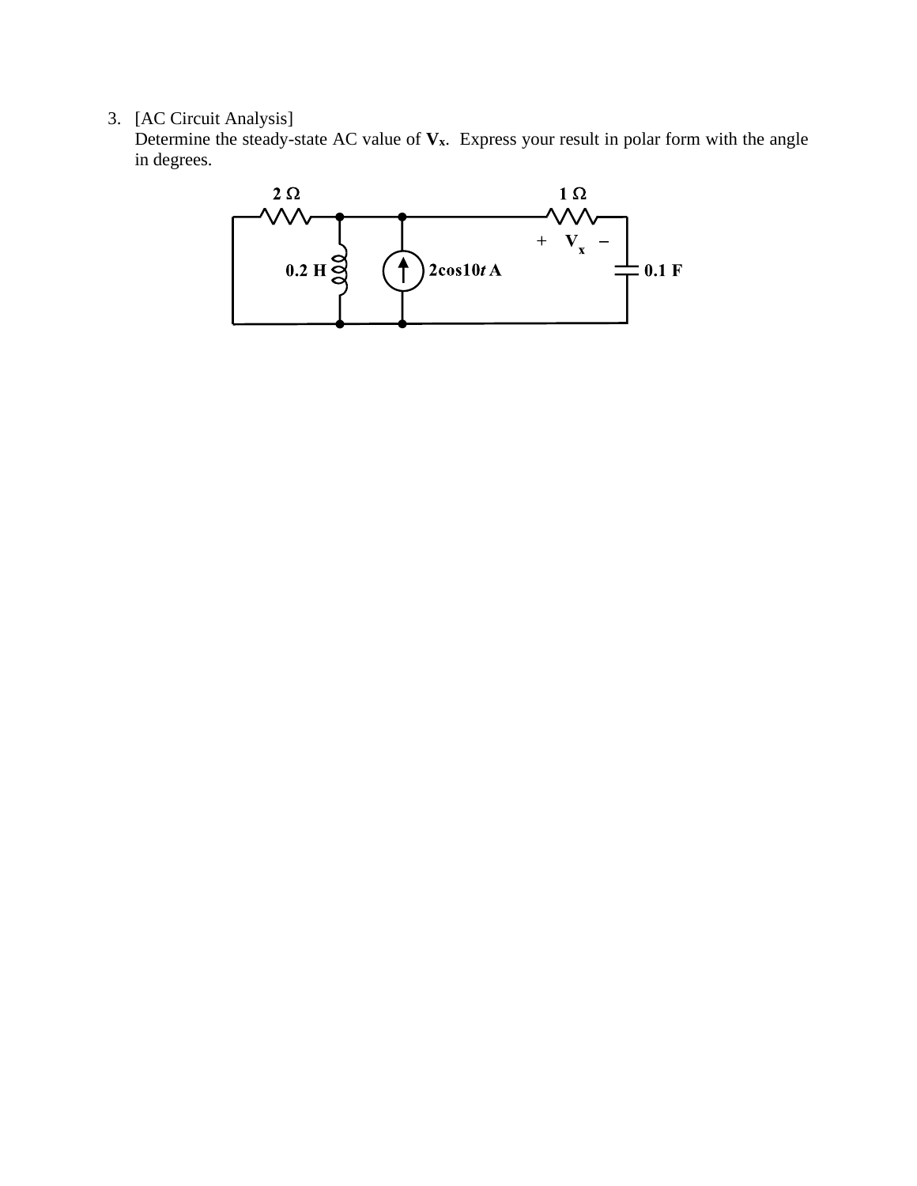3. [AC Circuit Analysis]
   Determine the steady-state AC value of $\mathbf{V_x}$. Express your result in polar form with the angle in degrees.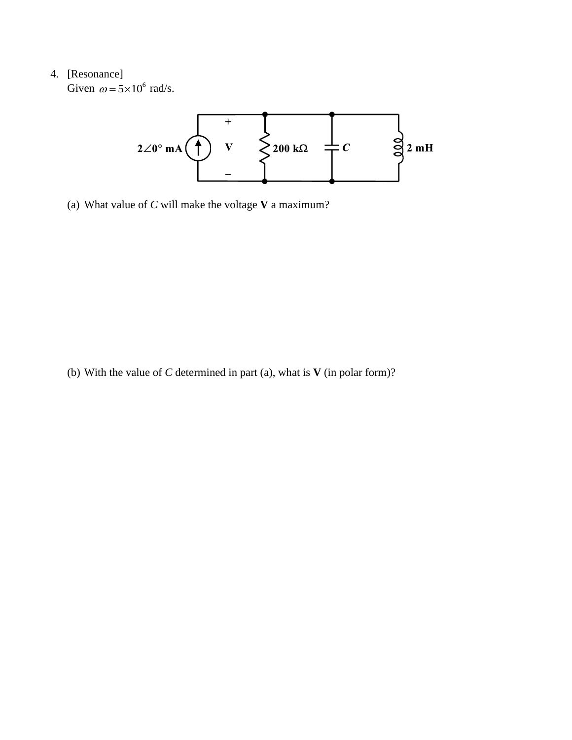4. [Resonance]
   Given $\omega = 5\times10^6$ rad/s.

   (a) What value of $C$ will make the voltage **V** a maximum?

   (b) With the value of $C$ determined in part (a), what is **V** (in polar form)?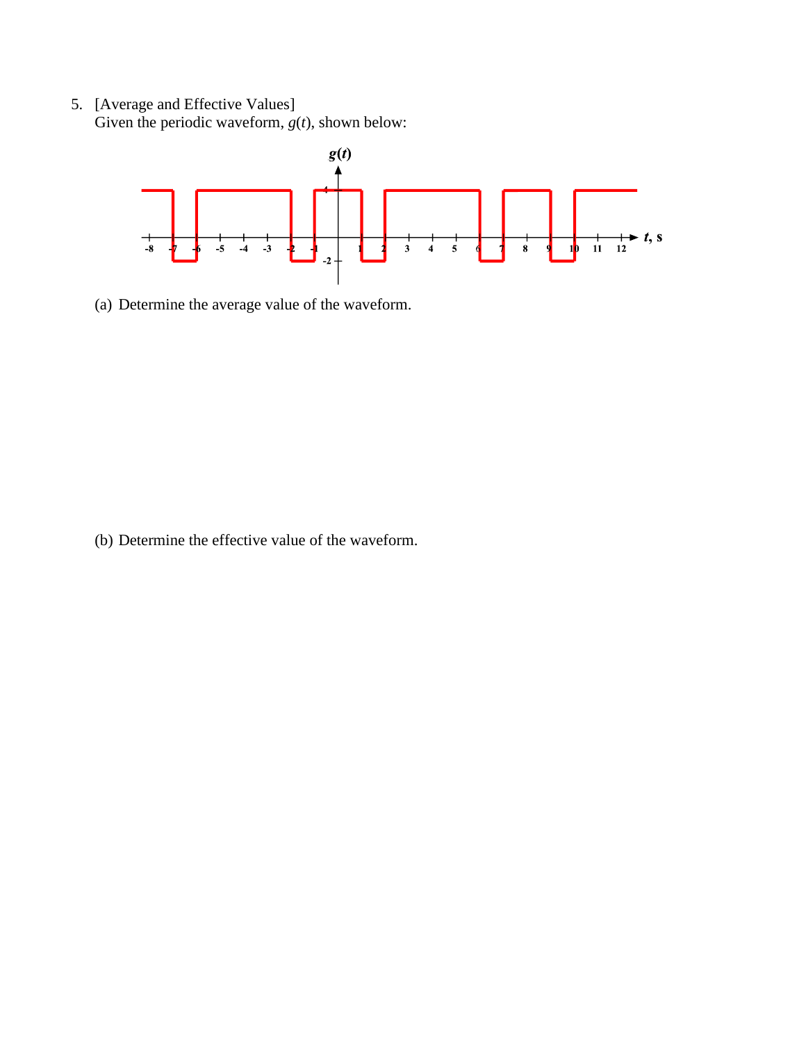5. [Average and Effective Values]
   Given the periodic waveform, $g(t)$, shown below:

$g(t)$

4

-2

-8 -7 -6 -5 -4 -3 -2 -1 1 2 3 4 5 6 7 8 9 10 11 12 $t$, s

(a) Determine the average value of the waveform.

(b) Determine the effective value of the waveform.